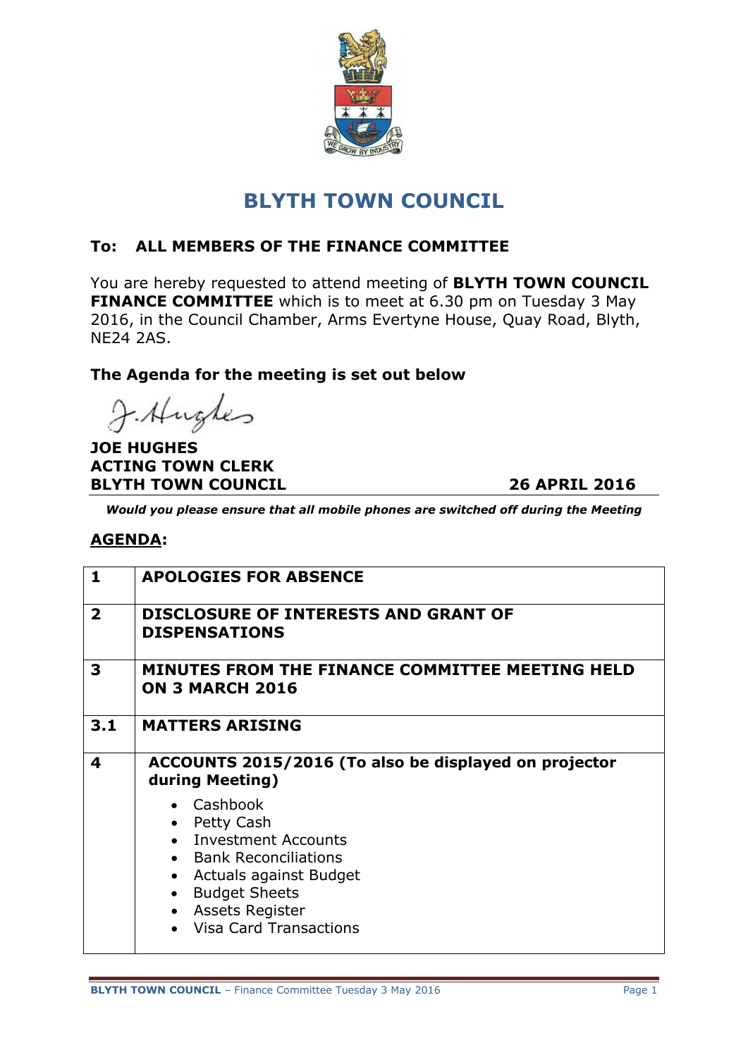# BLYTH TOWN COUNCIL

**To: ALL MEMBERS OF THE FINANCE COMMITTEE**

You are hereby requested to attend meeting of **BLYTH TOWN COUNCIL FINANCE COMMITTEE** which is to meet at 6.30 pm on Tuesday 3 May 2016, in the Council Chamber, Arms Evertyne House, Quay Road, Blyth, NE24 2AS.

**The Agenda for the meeting is set out below**

J. Hughes

**JOE HUGHES**
**ACTING TOWN CLERK**
**BLYTH TOWN COUNCIL** **26 APRIL 2016**

***Would you please ensure that all mobile phones are switched off during the Meeting***

**AGENDA:**

| | |
|---|---|
| **1** | **APOLOGIES FOR ABSENCE** |
| **2** | **DISCLOSURE OF INTERESTS AND GRANT OF DISPENSATIONS** |
| **3** | **MINUTES FROM THE FINANCE COMMITTEE MEETING HELD ON 3 MARCH 2016** |
| **3.1** | **MATTERS ARISING** |
| **4** | **ACCOUNTS 2015/2016 (To also be displayed on projector during Meeting)**<br>• Cashbook<br>• Petty Cash<br>• Investment Accounts<br>• Bank Reconciliations<br>• Actuals against Budget<br>• Budget Sheets<br>• Assets Register<br>• Visa Card Transactions |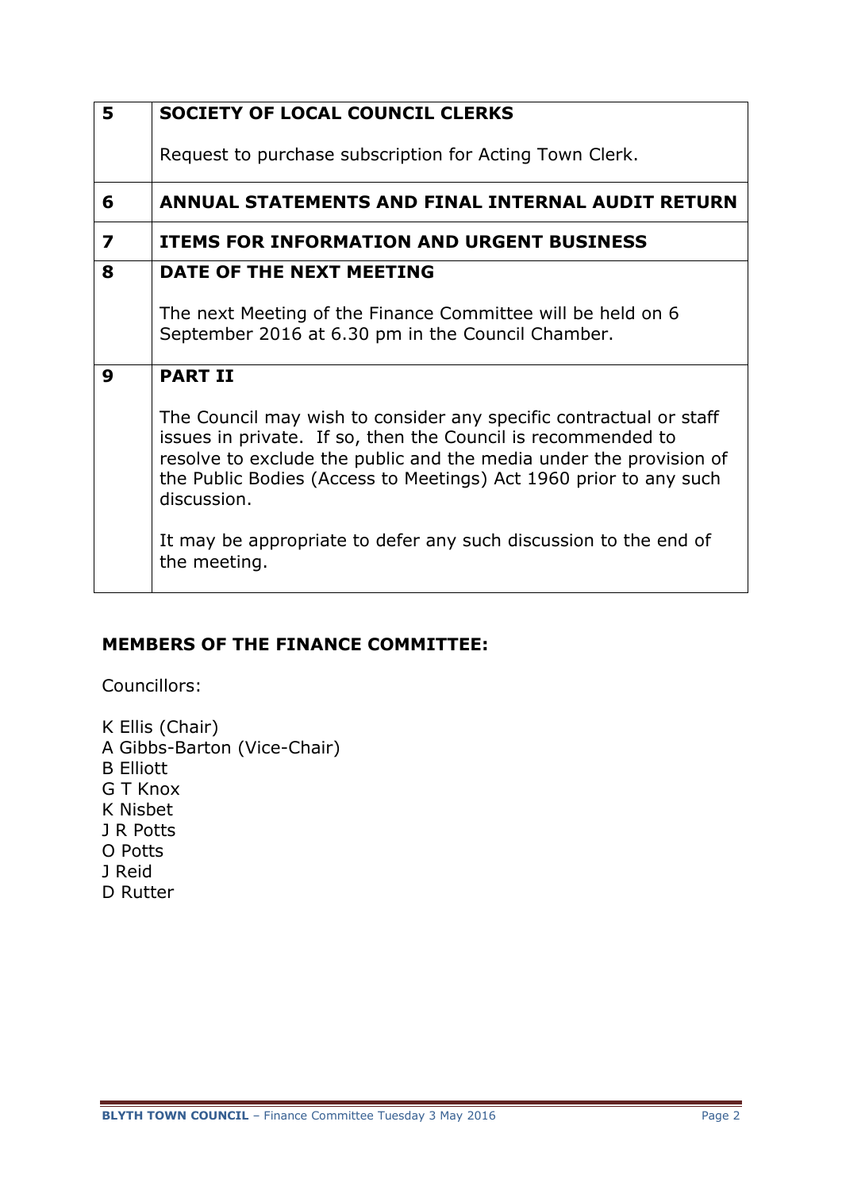| | |
|---|---|
| **5** | **SOCIETY OF LOCAL COUNCIL CLERKS**<br><br>Request to purchase subscription for Acting Town Clerk. |
| **6** | **ANNUAL STATEMENTS AND FINAL INTERNAL AUDIT RETURN** |
| **7** | **ITEMS FOR INFORMATION AND URGENT BUSINESS** |
| **8** | **DATE OF THE NEXT MEETING**<br><br>The next Meeting of the Finance Committee will be held on 6 September 2016 at 6.30 pm in the Council Chamber. |
| **9** | **PART II**<br><br>The Council may wish to consider any specific contractual or staff issues in private. If so, then the Council is recommended to resolve to exclude the public and the media under the provision of the Public Bodies (Access to Meetings) Act 1960 prior to any such discussion.<br><br>It may be appropriate to defer any such discussion to the end of the meeting. |

**MEMBERS OF THE FINANCE COMMITTEE:**

Councillors:

K Ellis (Chair)
A Gibbs-Barton (Vice-Chair)
B Elliott
G T Knox
K Nisbet
J R Potts
O Potts
J Reid
D Rutter